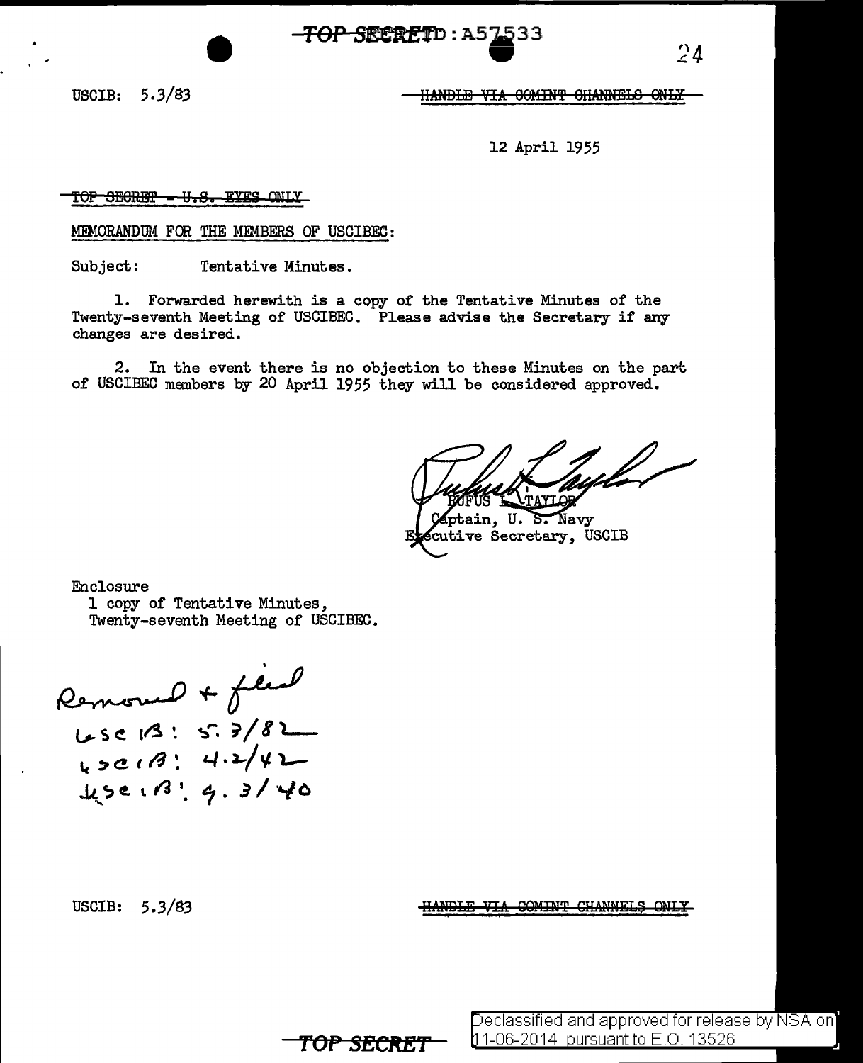~~TOP SECRET~~ TOP SECRET D: A57533

USCIB: 5.3/83

~~HANDLE VIA COMINT CHANNELS ONLY~~

12 April 1955

~~TOP SECRET - U.S. EYES ONLY~~

MEMORANDUM FOR THE MEMBERS OF USCIBEC:

Subject: Tentative Minutes.

1. Forwarded herewith is a copy of the Tentative Minutes of the Twenty-seventh Meeting of USCIBEC. Please advise the Secretary if any changes are desired.

2. In the event there is no objection to these Minutes on the part of USCIBEC members by 20 April 1955 they will be considered approved.

RUFUS L. TAYLOR
Captain, U. S. Navy
Executive Secretary, USCIB

Enclosure
1 copy of Tentative Minutes,
Twenty-seventh Meeting of USCIBEC.

Removed + filed
USCIB: 5.3/82
USCIB: 4.2/42
USCIB: 4.3/40

USCIB: 5.3/83

~~HANDLE VIA COMINT CHANNELS ONLY~~

~~TOP SECRET~~

Declassified and approved for release by NSA on 11-06-2014 pursuant to E.O. 13526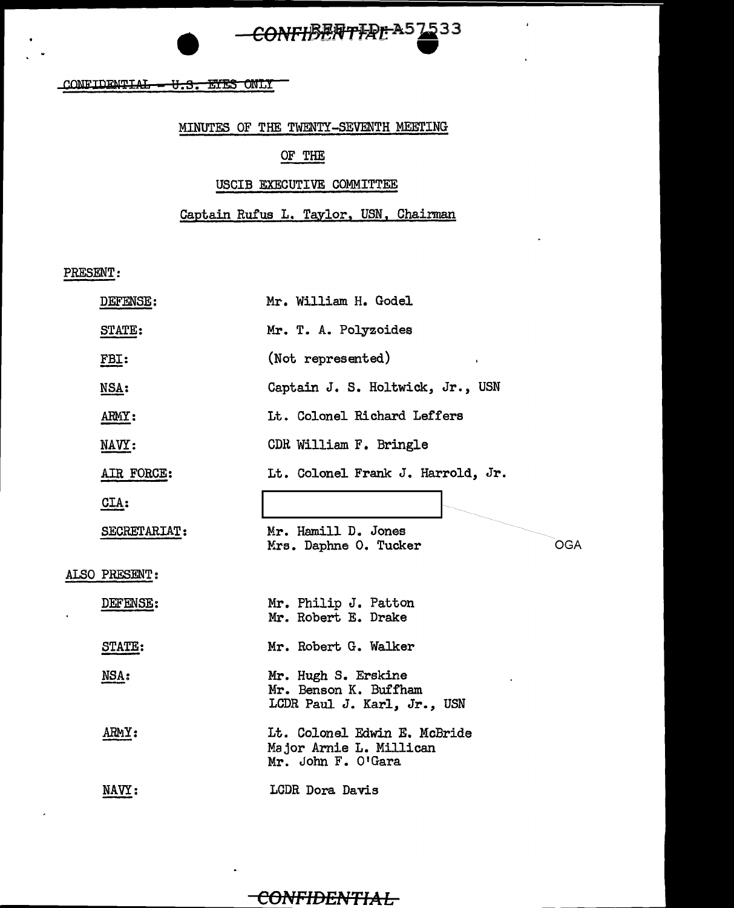CONFIDENTIAL ~~- U.S. EYES ONLY~~

MINUTES OF THE TWENTY-SEVENTH MEETING

OF THE

USCIB EXECUTIVE COMMITTEE

Captain Rufus L. Taylor, USN, Chairman

PRESENT:

| | |
|---|---|
| DEFENSE: | Mr. William H. Godel |
| STATE: | Mr. T. A. Polyzoides |
| FBI: | (Not represented) |
| NSA: | Captain J. S. Holtwick, Jr., USN |
| ARMY: | Lt. Colonel Richard Leffers |
| NAVY: | CDR William F. Bringle |
| AIR FORCE: | Lt. Colonel Frank J. Harrold, Jr. |
| CIA: | [redacted] OGA |
| SECRETARIAT: | Mr. Hamill D. Jones<br>Mrs. Daphne O. Tucker |

ALSO PRESENT:

| | |
|---|---|
| DEFENSE: | Mr. Philip J. Patton<br>Mr. Robert E. Drake |
| STATE: | Mr. Robert G. Walker |
| NSA: | Mr. Hugh S. Erskine<br>Mr. Benson K. Buffham<br>LCDR Paul J. Karl, Jr., USN |
| ARMY: | Lt. Colonel Edwin E. McBride<br>Major Arnie L. Millican<br>Mr. John F. O'Gara |
| NAVY: | LCDR Dora Davis |

CONFIDENTIAL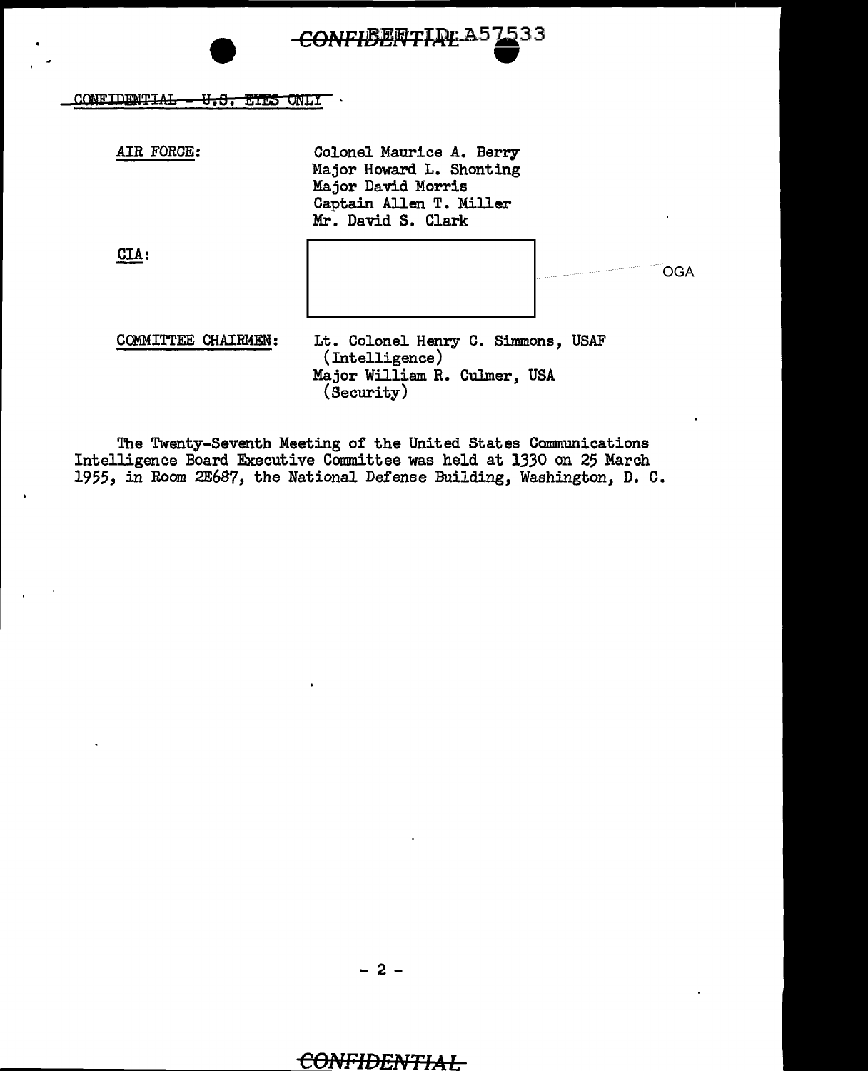CONFIDENTIAL - U.S. EYES ONLY

| | |
|---|---|
| AIR FORCE: | Colonel Maurice A. Berry<br>Major Howard L. Shonting<br>Major David Morris<br>Captain Allen T. Miller<br>Mr. David S. Clark |
| CIA: | [redacted] OGA |
| COMMITTEE CHAIRMEN: | Lt. Colonel Henry C. Simmons, USAF (Intelligence)<br>Major William R. Culmer, USA (Security) |

The Twenty-Seventh Meeting of the United States Communications Intelligence Board Executive Committee was held at 1330 on 25 March 1955, in Room 2E687, the National Defense Building, Washington, D. C.

CONFIDENTIAL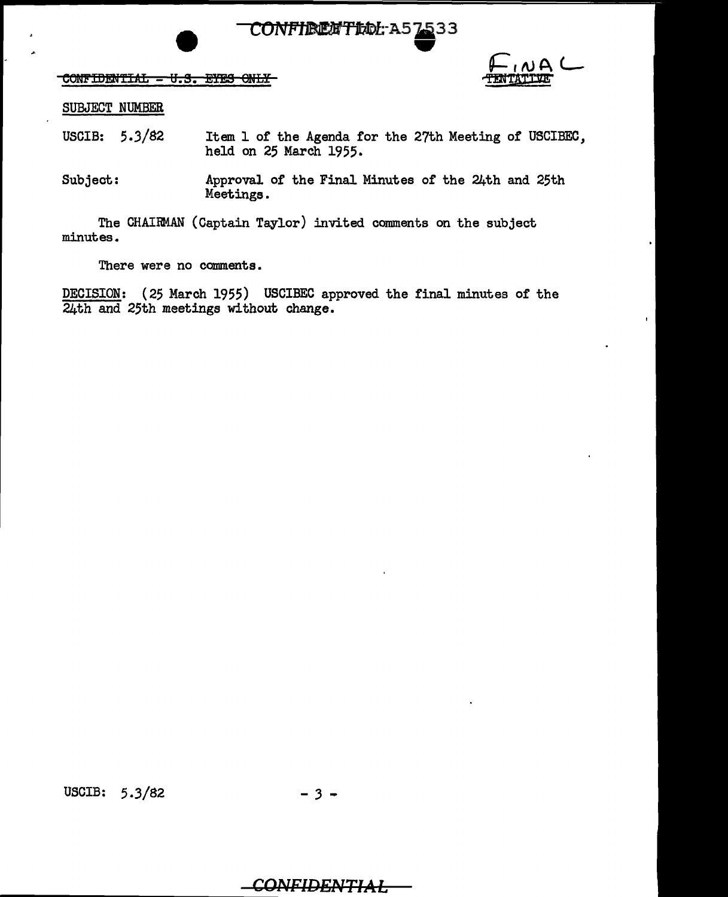CONFIDENTIAL-A57533

~~CONFIDENTIAL - U.S. EYES ONLY~~

FINAL
~~TENTATIVE~~

SUBJECT NUMBER

USCIB: 5.3/82 Item 1 of the Agenda for the 27th Meeting of USCIBEC, held on 25 March 1955.

Subject: Approval of the Final Minutes of the 24th and 25th Meetings.

The CHAIRMAN (Captain Taylor) invited comments on the subject minutes.

There were no comments.

DECISION: (25 March 1955) USCIBEC approved the final minutes of the 24th and 25th meetings without change.

USCIB: 5.3/82

CONFIDENTIAL